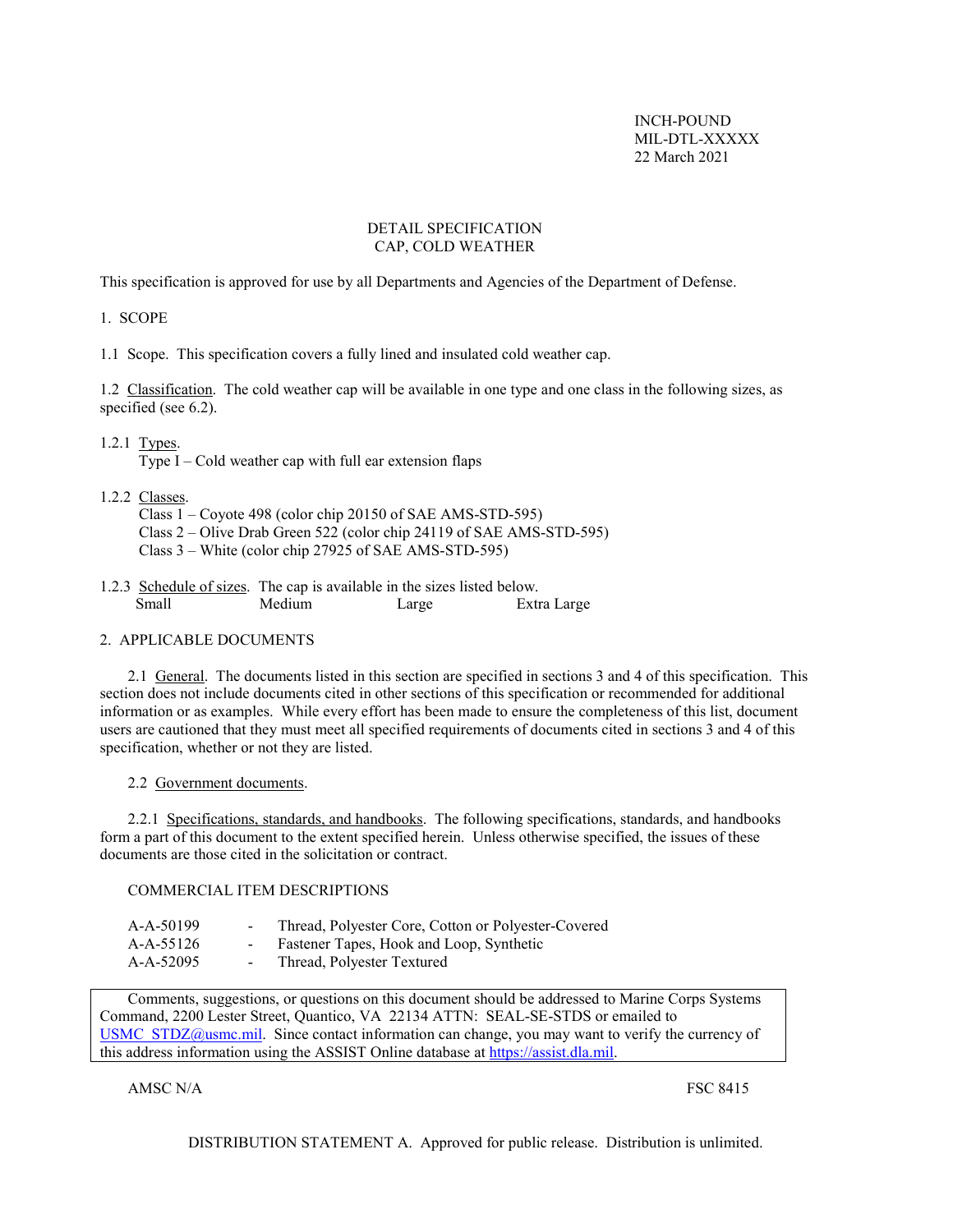INCH-POUND
MIL-DTL-XXXXX
22 March 2021

# DETAIL SPECIFICATION
# CAP, COLD WEATHER

This specification is approved for use by all Departments and Agencies of the Department of Defense.

## 1. SCOPE

1.1 Scope. This specification covers a fully lined and insulated cold weather cap.

1.2 Classification. The cold weather cap will be available in one type and one class in the following sizes, as specified (see 6.2).

1.2.1 Types.
Type I – Cold weather cap with full ear extension flaps

1.2.2 Classes.
Class 1 – Coyote 498 (color chip 20150 of SAE AMS-STD-595)
Class 2 – Olive Drab Green 522 (color chip 24119 of SAE AMS-STD-595)
Class 3 – White (color chip 27925 of SAE AMS-STD-595)

1.2.3 Schedule of sizes. The cap is available in the sizes listed below.

| | | | |
|---|---|---|---|
| Small | Medium | Large | Extra Large |

## 2. APPLICABLE DOCUMENTS

2.1 General. The documents listed in this section are specified in sections 3 and 4 of this specification. This section does not include documents cited in other sections of this specification or recommended for additional information or as examples. While every effort has been made to ensure the completeness of this list, document users are cautioned that they must meet all specified requirements of documents cited in sections 3 and 4 of this specification, whether or not they are listed.

2.2 Government documents.

2.2.1 Specifications, standards, and handbooks. The following specifications, standards, and handbooks form a part of this document to the extent specified herein. Unless otherwise specified, the issues of these documents are those cited in the solicitation or contract.

COMMERCIAL ITEM DESCRIPTIONS

| | | |
|---|---|---|
| A-A-50199 | - | Thread, Polyester Core, Cotton or Polyester-Covered |
| A-A-55126 | - | Fastener Tapes, Hook and Loop, Synthetic |
| A-A-52095 | - | Thread, Polyester Textured |

Comments, suggestions, or questions on this document should be addressed to Marine Corps Systems Command, 2200 Lester Street, Quantico, VA 22134 ATTN: SEAL-SE-STDS or emailed to USMC_STDZ@usmc.mil. Since contact information can change, you may want to verify the currency of this address information using the ASSIST Online database at https://assist.dla.mil.

AMSC N/A FSC 8415

DISTRIBUTION STATEMENT A. Approved for public release. Distribution is unlimited.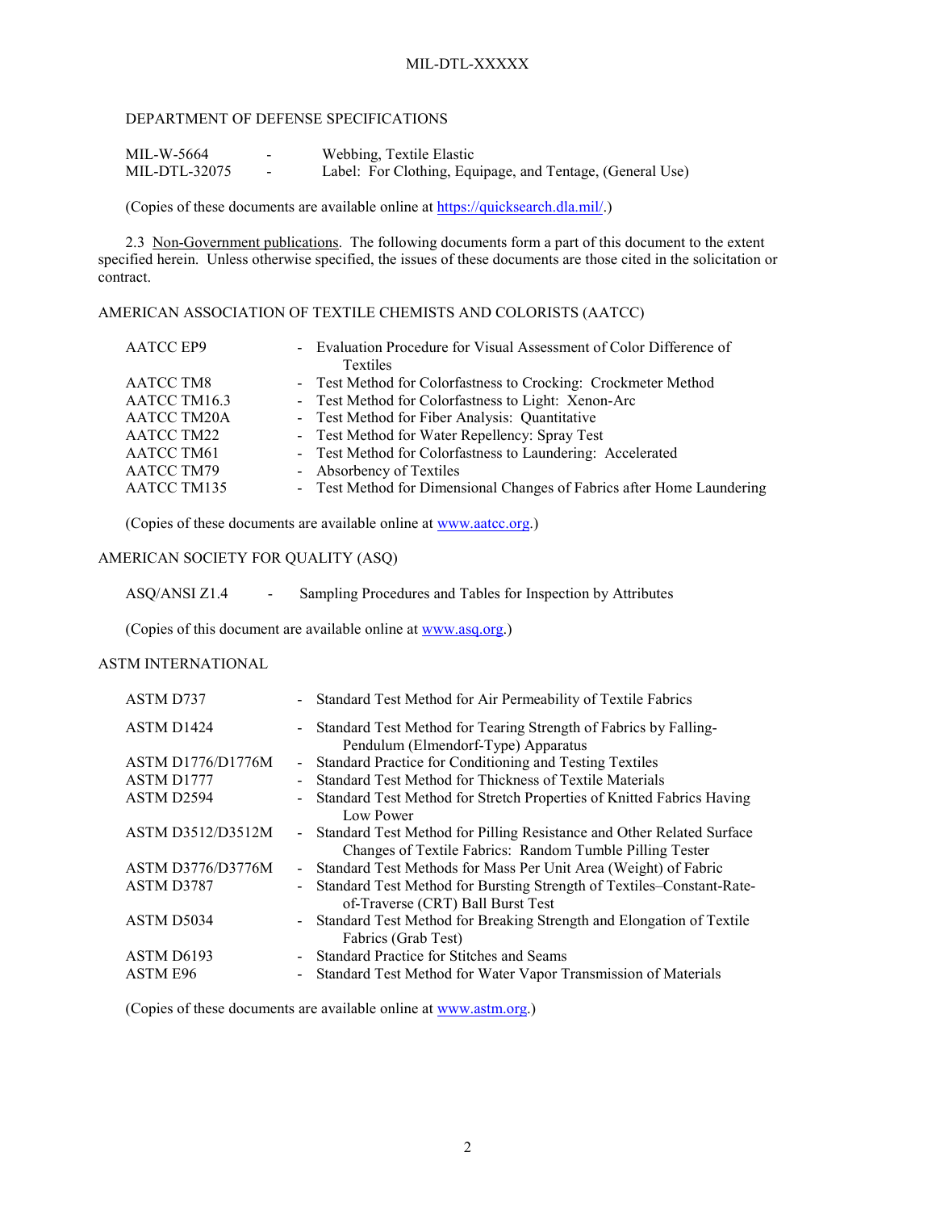DEPARTMENT OF DEFENSE SPECIFICATIONS

| | | |
|---|---|---|
| MIL-W-5664 | - | Webbing, Textile Elastic |
| MIL-DTL-32075 | - | Label: For Clothing, Equipage, and Tentage, (General Use) |

(Copies of these documents are available online at https://quicksearch.dla.mil/.)

2.3 Non-Government publications. The following documents form a part of this document to the extent specified herein. Unless otherwise specified, the issues of these documents are those cited in the solicitation or contract.

AMERICAN ASSOCIATION OF TEXTILE CHEMISTS AND COLORISTS (AATCC)

| | | |
|---|---|---|
| AATCC EP9 | - | Evaluation Procedure for Visual Assessment of Color Difference of Textiles |
| AATCC TM8 | - | Test Method for Colorfastness to Crocking: Crockmeter Method |
| AATCC TM16.3 | - | Test Method for Colorfastness to Light: Xenon-Arc |
| AATCC TM20A | - | Test Method for Fiber Analysis: Quantitative |
| AATCC TM22 | - | Test Method for Water Repellency: Spray Test |
| AATCC TM61 | - | Test Method for Colorfastness to Laundering: Accelerated |
| AATCC TM79 | - | Absorbency of Textiles |
| AATCC TM135 | - | Test Method for Dimensional Changes of Fabrics after Home Laundering |

(Copies of these documents are available online at www.aatcc.org.)

AMERICAN SOCIETY FOR QUALITY (ASQ)

| | | |
|---|---|---|
| ASQ/ANSI Z1.4 | - | Sampling Procedures and Tables for Inspection by Attributes |

(Copies of this document are available online at www.asq.org.)

ASTM INTERNATIONAL

| | | |
|---|---|---|
| ASTM D737 | - | Standard Test Method for Air Permeability of Textile Fabrics |
| ASTM D1424 | - | Standard Test Method for Tearing Strength of Fabrics by Falling-Pendulum (Elmendorf-Type) Apparatus |
| ASTM D1776/D1776M | - | Standard Practice for Conditioning and Testing Textiles |
| ASTM D1777 | - | Standard Test Method for Thickness of Textile Materials |
| ASTM D2594 | - | Standard Test Method for Stretch Properties of Knitted Fabrics Having Low Power |
| ASTM D3512/D3512M | - | Standard Test Method for Pilling Resistance and Other Related Surface Changes of Textile Fabrics: Random Tumble Pilling Tester |
| ASTM D3776/D3776M | - | Standard Test Methods for Mass Per Unit Area (Weight) of Fabric |
| ASTM D3787 | - | Standard Test Method for Bursting Strength of Textiles–Constant-Rate-of-Traverse (CRT) Ball Burst Test |
| ASTM D5034 | - | Standard Test Method for Breaking Strength and Elongation of Textile Fabrics (Grab Test) |
| ASTM D6193 | - | Standard Practice for Stitches and Seams |
| ASTM E96 | - | Standard Test Method for Water Vapor Transmission of Materials |

(Copies of these documents are available online at www.astm.org.)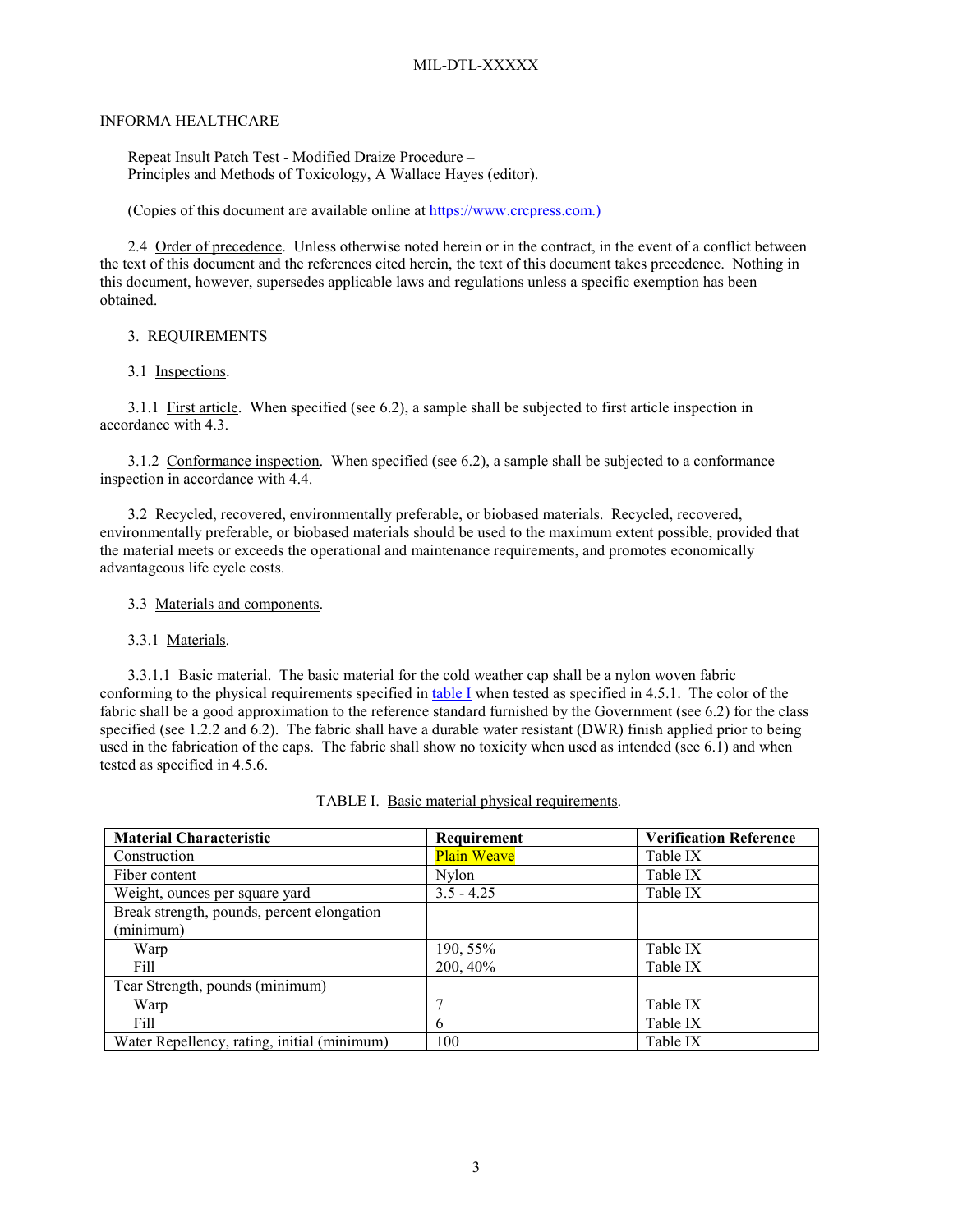INFORMA HEALTHCARE

Repeat Insult Patch Test - Modified Draize Procedure –
Principles and Methods of Toxicology, A Wallace Hayes (editor).

(Copies of this document are available online at https://www.crcpress.com.)

2.4 Order of precedence. Unless otherwise noted herein or in the contract, in the event of a conflict between the text of this document and the references cited herein, the text of this document takes precedence. Nothing in this document, however, supersedes applicable laws and regulations unless a specific exemption has been obtained.

## 3. REQUIREMENTS

### 3.1 Inspections.

3.1.1 First article. When specified (see 6.2), a sample shall be subjected to first article inspection in accordance with 4.3.

3.1.2 Conformance inspection. When specified (see 6.2), a sample shall be subjected to a conformance inspection in accordance with 4.4.

3.2 Recycled, recovered, environmentally preferable, or biobased materials. Recycled, recovered, environmentally preferable, or biobased materials should be used to the maximum extent possible, provided that the material meets or exceeds the operational and maintenance requirements, and promotes economically advantageous life cycle costs.

### 3.3 Materials and components.

3.3.1 Materials.

3.3.1.1 Basic material. The basic material for the cold weather cap shall be a nylon woven fabric conforming to the physical requirements specified in table I when tested as specified in 4.5.1. The color of the fabric shall be a good approximation to the reference standard furnished by the Government (see 6.2) for the class specified (see 1.2.2 and 6.2). The fabric shall have a durable water resistant (DWR) finish applied prior to being used in the fabrication of the caps. The fabric shall show no toxicity when used as intended (see 6.1) and when tested as specified in 4.5.6.

TABLE I. Basic material physical requirements.

| Material Characteristic | Requirement | Verification Reference |
|---|---|---|
| Construction | Plain Weave | Table IX |
| Fiber content | Nylon | Table IX |
| Weight, ounces per square yard | 3.5 - 4.25 | Table IX |
| Break strength, pounds, percent elongation (minimum) | | |
| Warp | 190, 55% | Table IX |
| Fill | 200, 40% | Table IX |
| Tear Strength, pounds (minimum) | | |
| Warp | 7 | Table IX |
| Fill | 6 | Table IX |
| Water Repellency, rating, initial (minimum) | 100 | Table IX |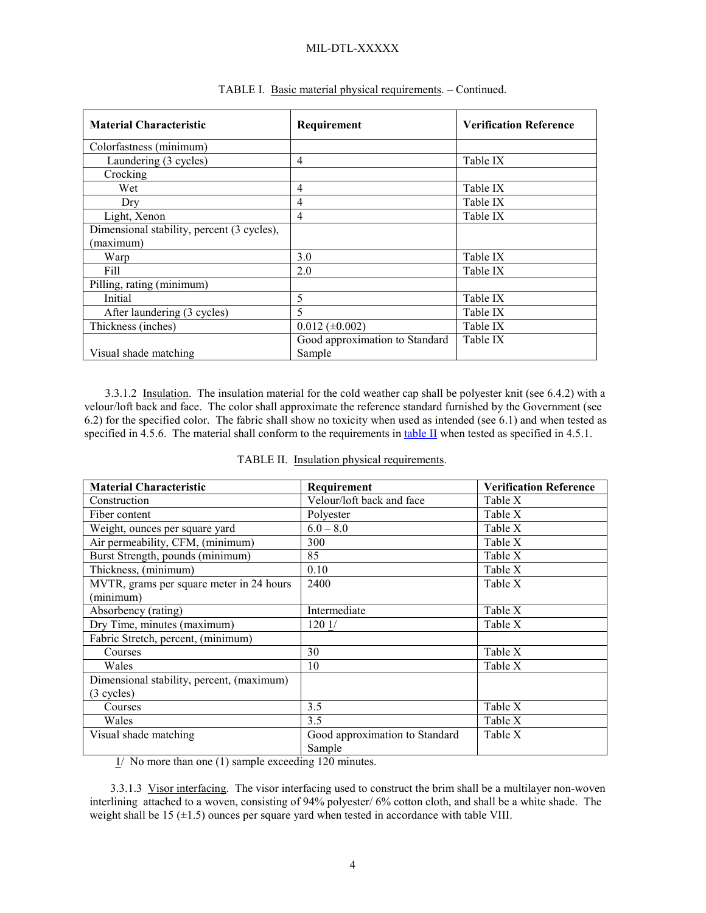TABLE I. Basic material physical requirements. – Continued.

| Material Characteristic | Requirement | Verification Reference |
|---|---|---|
| Colorfastness (minimum) | | |
| Laundering (3 cycles) | 4 | Table IX |
| Crocking | | |
| Wet | 4 | Table IX |
| Dry | 4 | Table IX |
| Light, Xenon | 4 | Table IX |
| Dimensional stability, percent (3 cycles), (maximum) | | |
| Warp | 3.0 | Table IX |
| Fill | 2.0 | Table IX |
| Pilling, rating (minimum) | | |
| Initial | 5 | Table IX |
| After laundering (3 cycles) | 5 | Table IX |
| Thickness (inches) | 0.012 (±0.002) | Table IX |
| Visual shade matching | Good approximation to Standard Sample | Table IX |

3.3.1.2 Insulation. The insulation material for the cold weather cap shall be polyester knit (see 6.4.2) with a velour/loft back and face. The color shall approximate the reference standard furnished by the Government (see 6.2) for the specified color. The fabric shall show no toxicity when used as intended (see 6.1) and when tested as specified in 4.5.6. The material shall conform to the requirements in table II when tested as specified in 4.5.1.

TABLE II. Insulation physical requirements.

| Material Characteristic | Requirement | Verification Reference |
|---|---|---|
| Construction | Velour/loft back and face | Table X |
| Fiber content | Polyester | Table X |
| Weight, ounces per square yard | 6.0 – 8.0 | Table X |
| Air permeability, CFM, (minimum) | 300 | Table X |
| Burst Strength, pounds (minimum) | 85 | Table X |
| Thickness, (minimum) | 0.10 | Table X |
| MVTR, grams per square meter in 24 hours (minimum) | 2400 | Table X |
| Absorbency (rating) | Intermediate | Table X |
| Dry Time, minutes (maximum) | 120 1/ | Table X |
| Fabric Stretch, percent, (minimum) | | |
| Courses | 30 | Table X |
| Wales | 10 | Table X |
| Dimensional stability, percent, (maximum) (3 cycles) | | |
| Courses | 3.5 | Table X |
| Wales | 3.5 | Table X |
| Visual shade matching | Good approximation to Standard Sample | Table X |

1/ No more than one (1) sample exceeding 120 minutes.

3.3.1.3 Visor interfacing. The visor interfacing used to construct the brim shall be a multilayer non-woven interlining attached to a woven, consisting of 94% polyester/ 6% cotton cloth, and shall be a white shade. The weight shall be 15 (±1.5) ounces per square yard when tested in accordance with table VIII.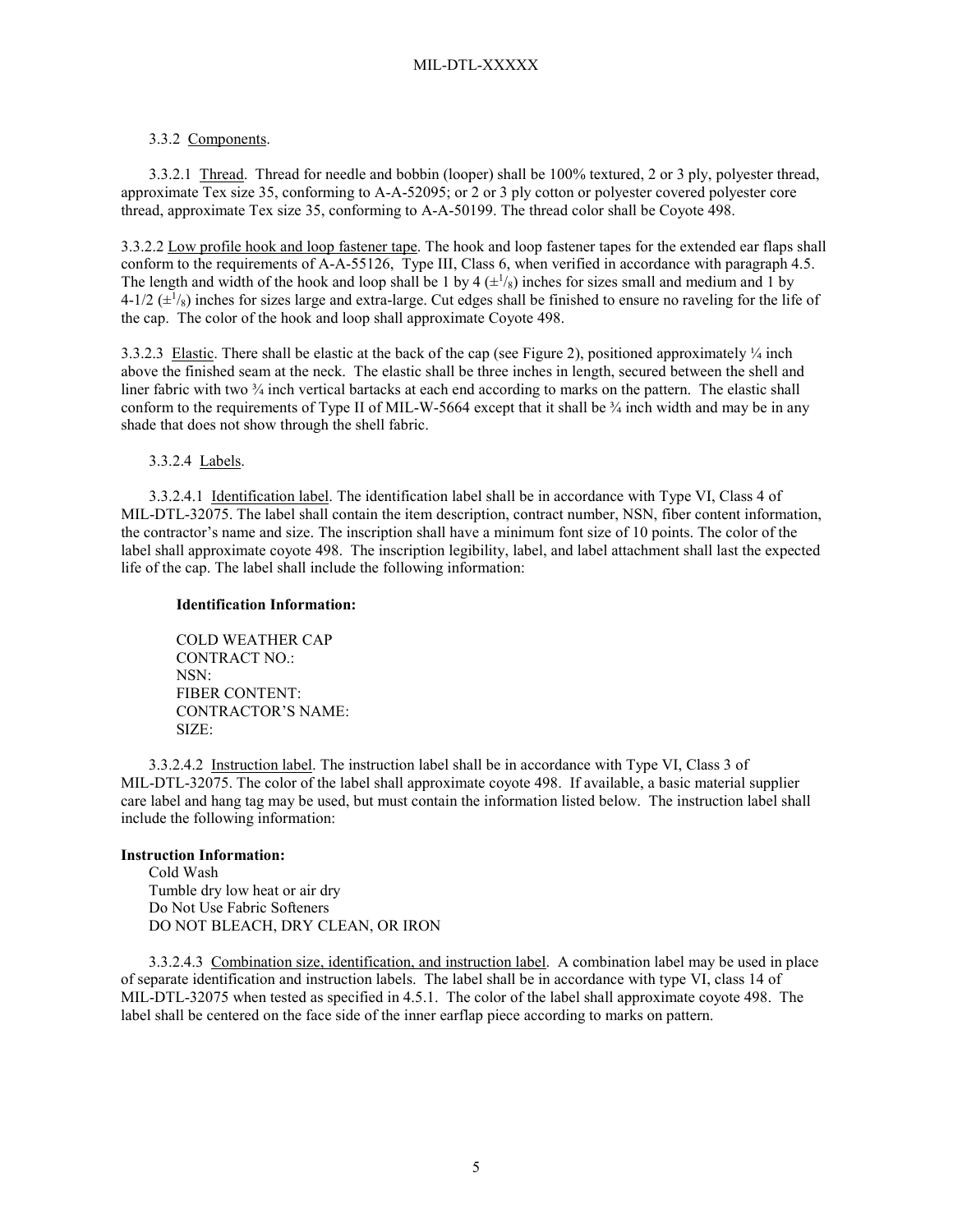3.3.2 Components.

3.3.2.1 Thread. Thread for needle and bobbin (looper) shall be 100% textured, 2 or 3 ply, polyester thread, approximate Tex size 35, conforming to A-A-52095; or 2 or 3 ply cotton or polyester covered polyester core thread, approximate Tex size 35, conforming to A-A-50199. The thread color shall be Coyote 498.

3.3.2.2 Low profile hook and loop fastener tape. The hook and loop fastener tapes for the extended ear flaps shall conform to the requirements of A-A-55126, Type III, Class 6, when verified in accordance with paragraph 4.5. The length and width of the hook and loop shall be 1 by 4 ($\pm^1/_8$) inches for sizes small and medium and 1 by 4-1/2 ($\pm^1/_8$) inches for sizes large and extra-large. Cut edges shall be finished to ensure no raveling for the life of the cap. The color of the hook and loop shall approximate Coyote 498.

3.3.2.3 Elastic. There shall be elastic at the back of the cap (see Figure 2), positioned approximately ¼ inch above the finished seam at the neck. The elastic shall be three inches in length, secured between the shell and liner fabric with two ¾ inch vertical bartacks at each end according to marks on the pattern. The elastic shall conform to the requirements of Type II of MIL-W-5664 except that it shall be ¾ inch width and may be in any shade that does not show through the shell fabric.

3.3.2.4 Labels.

3.3.2.4.1 Identification label. The identification label shall be in accordance with Type VI, Class 4 of MIL-DTL-32075. The label shall contain the item description, contract number, NSN, fiber content information, the contractor's name and size. The inscription shall have a minimum font size of 10 points. The color of the label shall approximate coyote 498. The inscription legibility, label, and label attachment shall last the expected life of the cap. The label shall include the following information:

**Identification Information:**

COLD WEATHER CAP
CONTRACT NO.:
NSN:
FIBER CONTENT:
CONTRACTOR'S NAME:
SIZE:

3.3.2.4.2 Instruction label. The instruction label shall be in accordance with Type VI, Class 3 of MIL-DTL-32075. The color of the label shall approximate coyote 498. If available, a basic material supplier care label and hang tag may be used, but must contain the information listed below. The instruction label shall include the following information:

**Instruction Information:**

Cold Wash
Tumble dry low heat or air dry
Do Not Use Fabric Softeners
DO NOT BLEACH, DRY CLEAN, OR IRON

3.3.2.4.3 Combination size, identification, and instruction label. A combination label may be used in place of separate identification and instruction labels. The label shall be in accordance with type VI, class 14 of MIL-DTL-32075 when tested as specified in 4.5.1. The color of the label shall approximate coyote 498. The label shall be centered on the face side of the inner earflap piece according to marks on pattern.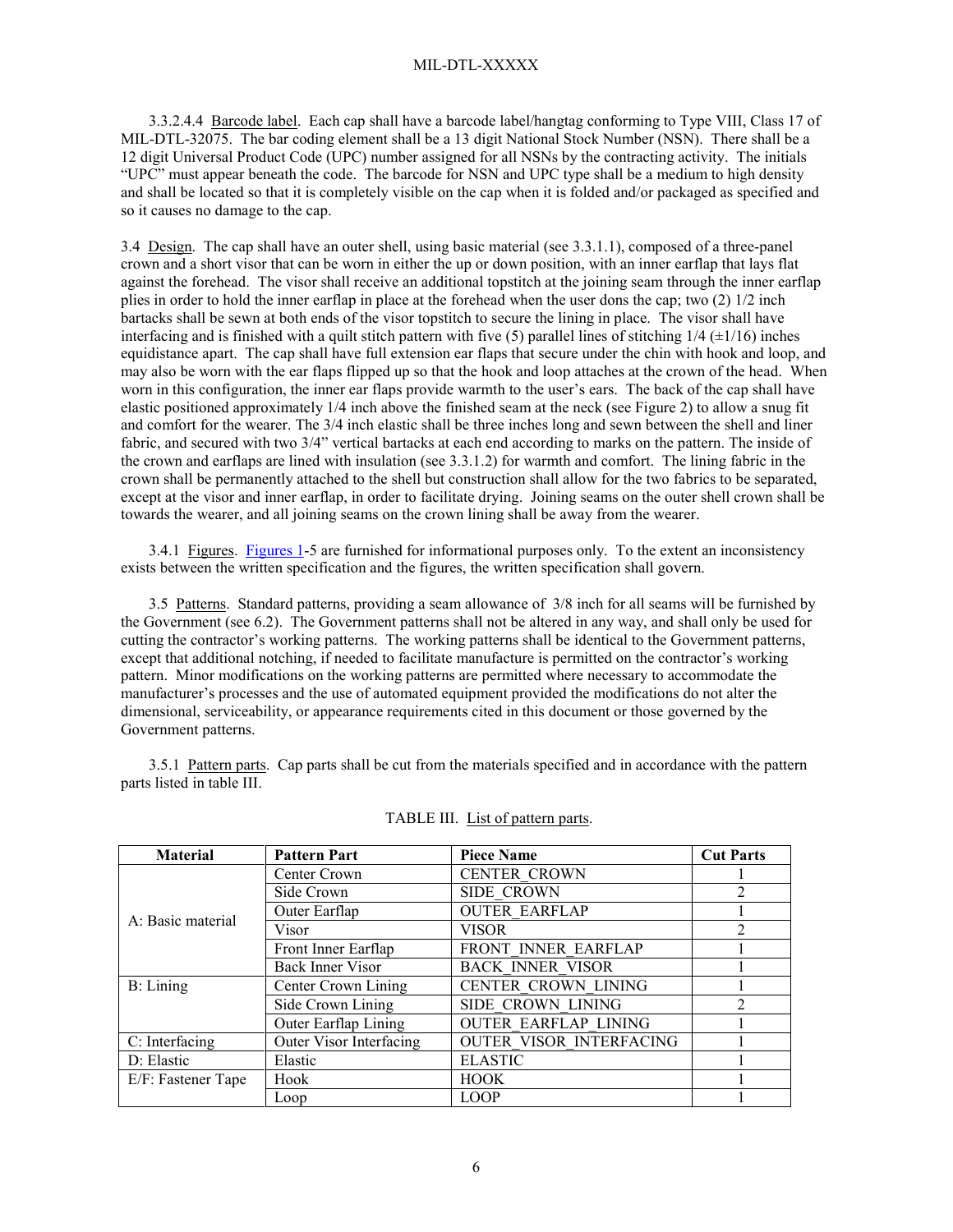3.3.2.4.4 Barcode label. Each cap shall have a barcode label/hangtag conforming to Type VIII, Class 17 of MIL-DTL-32075. The bar coding element shall be a 13 digit National Stock Number (NSN). There shall be a 12 digit Universal Product Code (UPC) number assigned for all NSNs by the contracting activity. The initials "UPC" must appear beneath the code. The barcode for NSN and UPC type shall be a medium to high density and shall be located so that it is completely visible on the cap when it is folded and/or packaged as specified and so it causes no damage to the cap.

3.4 Design. The cap shall have an outer shell, using basic material (see 3.3.1.1), composed of a three-panel crown and a short visor that can be worn in either the up or down position, with an inner earflap that lays flat against the forehead. The visor shall receive an additional topstitch at the joining seam through the inner earflap plies in order to hold the inner earflap in place at the forehead when the user dons the cap; two (2) 1/2 inch bartacks shall be sewn at both ends of the visor topstitch to secure the lining in place. The visor shall have interfacing and is finished with a quilt stitch pattern with five (5) parallel lines of stitching 1/4 (±1/16) inches equidistance apart. The cap shall have full extension ear flaps that secure under the chin with hook and loop, and may also be worn with the ear flaps flipped up so that the hook and loop attaches at the crown of the head. When worn in this configuration, the inner ear flaps provide warmth to the user's ears. The back of the cap shall have elastic positioned approximately 1/4 inch above the finished seam at the neck (see Figure 2) to allow a snug fit and comfort for the wearer. The 3/4 inch elastic shall be three inches long and sewn between the shell and liner fabric, and secured with two 3/4" vertical bartacks at each end according to marks on the pattern. The inside of the crown and earflaps are lined with insulation (see 3.3.1.2) for warmth and comfort. The lining fabric in the crown shall be permanently attached to the shell but construction shall allow for the two fabrics to be separated, except at the visor and inner earflap, in order to facilitate drying. Joining seams on the outer shell crown shall be towards the wearer, and all joining seams on the crown lining shall be away from the wearer.

3.4.1 Figures. Figures 1-5 are furnished for informational purposes only. To the extent an inconsistency exists between the written specification and the figures, the written specification shall govern.

3.5 Patterns. Standard patterns, providing a seam allowance of 3/8 inch for all seams will be furnished by the Government (see 6.2). The Government patterns shall not be altered in any way, and shall only be used for cutting the contractor's working patterns. The working patterns shall be identical to the Government patterns, except that additional notching, if needed to facilitate manufacture is permitted on the contractor's working pattern. Minor modifications on the working patterns are permitted where necessary to accommodate the manufacturer's processes and the use of automated equipment provided the modifications do not alter the dimensional, serviceability, or appearance requirements cited in this document or those governed by the Government patterns.

3.5.1 Pattern parts. Cap parts shall be cut from the materials specified and in accordance with the pattern parts listed in table III.

TABLE III. List of pattern parts.

| Material | Pattern Part | Piece Name | Cut Parts |
|---|---|---|---|
| A: Basic material | Center Crown | CENTER_CROWN | 1 |
| | Side Crown | SIDE_CROWN | 2 |
| | Outer Earflap | OUTER_EARFLAP | 1 |
| | Visor | VISOR | 2 |
| | Front Inner Earflap | FRONT_INNER_EARFLAP | 1 |
| | Back Inner Visor | BACK_INNER_VISOR | 1 |
| B: Lining | Center Crown Lining | CENTER_CROWN_LINING | 1 |
| | Side Crown Lining | SIDE_CROWN_LINING | 2 |
| | Outer Earflap Lining | OUTER_EARFLAP_LINING | 1 |
| C: Interfacing | Outer Visor Interfacing | OUTER_VISOR_INTERFACING | 1 |
| D: Elastic | Elastic | ELASTIC | 1 |
| E/F: Fastener Tape | Hook | HOOK | 1 |
| | Loop | LOOP | 1 |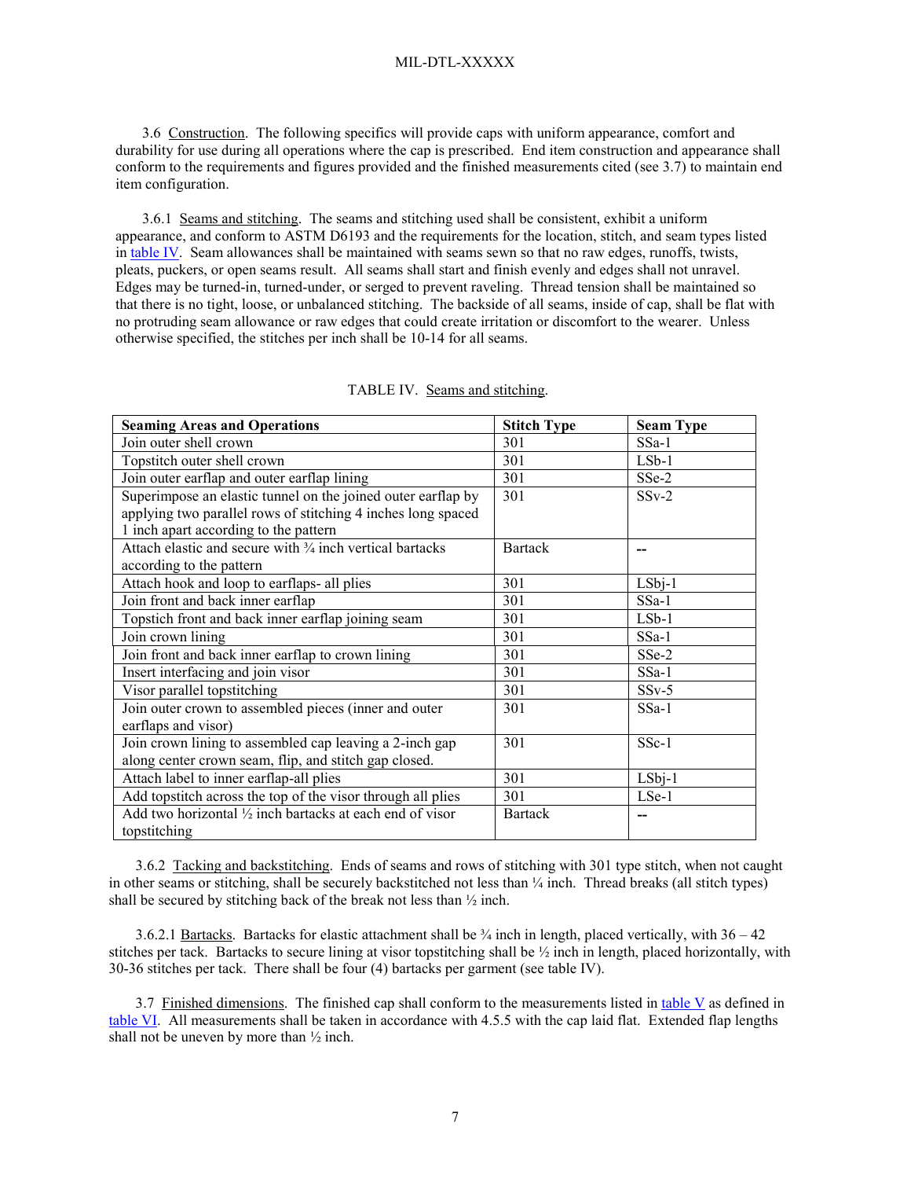3.6 Construction. The following specifics will provide caps with uniform appearance, comfort and durability for use during all operations where the cap is prescribed. End item construction and appearance shall conform to the requirements and figures provided and the finished measurements cited (see 3.7) to maintain end item configuration.

3.6.1 Seams and stitching. The seams and stitching used shall be consistent, exhibit a uniform appearance, and conform to ASTM D6193 and the requirements for the location, stitch, and seam types listed in table IV. Seam allowances shall be maintained with seams sewn so that no raw edges, runoffs, twists, pleats, puckers, or open seams result. All seams shall start and finish evenly and edges shall not unravel. Edges may be turned-in, turned-under, or serged to prevent raveling. Thread tension shall be maintained so that there is no tight, loose, or unbalanced stitching. The backside of all seams, inside of cap, shall be flat with no protruding seam allowance or raw edges that could create irritation or discomfort to the wearer. Unless otherwise specified, the stitches per inch shall be 10-14 for all seams.

TABLE IV. Seams and stitching.

| Seaming Areas and Operations | Stitch Type | Seam Type |
|---|---|---|
| Join outer shell crown | 301 | SSa-1 |
| Topstitch outer shell crown | 301 | LSb-1 |
| Join outer earflap and outer earflap lining | 301 | SSe-2 |
| Superimpose an elastic tunnel on the joined outer earflap by applying two parallel rows of stitching 4 inches long spaced 1 inch apart according to the pattern | 301 | SSv-2 |
| Attach elastic and secure with ¾ inch vertical bartacks according to the pattern | Bartack | -- |
| Attach hook and loop to earflaps- all plies | 301 | LSbj-1 |
| Join front and back inner earflap | 301 | SSa-1 |
| Topstich front and back inner earflap joining seam | 301 | LSb-1 |
| Join crown lining | 301 | SSa-1 |
| Join front and back inner earflap to crown lining | 301 | SSe-2 |
| Insert interfacing and join visor | 301 | SSa-1 |
| Visor parallel topstitching | 301 | SSv-5 |
| Join outer crown to assembled pieces (inner and outer earflaps and visor) | 301 | SSa-1 |
| Join crown lining to assembled cap leaving a 2-inch gap along center crown seam, flip, and stitch gap closed. | 301 | SSc-1 |
| Attach label to inner earflap-all plies | 301 | LSbj-1 |
| Add topstitch across the top of the visor through all plies | 301 | LSe-1 |
| Add two horizontal ½ inch bartacks at each end of visor topstitching | Bartack | -- |

3.6.2 Tacking and backstitching. Ends of seams and rows of stitching with 301 type stitch, when not caught in other seams or stitching, shall be securely backstitched not less than ¼ inch. Thread breaks (all stitch types) shall be secured by stitching back of the break not less than ½ inch.

3.6.2.1 Bartacks. Bartacks for elastic attachment shall be ¾ inch in length, placed vertically, with 36 – 42 stitches per tack. Bartacks to secure lining at visor topstitching shall be ½ inch in length, placed horizontally, with 30-36 stitches per tack. There shall be four (4) bartacks per garment (see table IV).

3.7 Finished dimensions. The finished cap shall conform to the measurements listed in table V as defined in table VI. All measurements shall be taken in accordance with 4.5.5 with the cap laid flat. Extended flap lengths shall not be uneven by more than ½ inch.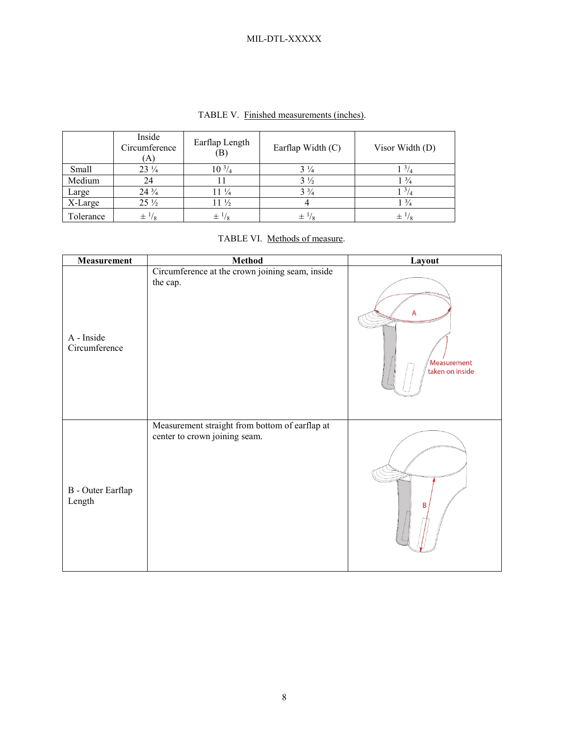TABLE V. Finished measurements (inches).

| | Inside Circumference (A) | Earflap Length (B) | Earflap Width (C) | Visor Width (D) |
|---|---|---|---|---|
| Small | 23 ¼ | 10 $^{3}/_{4}$ | 3 ¼ | 1 $^{3}/_{4}$ |
| Medium | 24 | 11 | 3 ½ | 1 ¾ |
| Large | 24 ¾ | 11 ¼ | 3 ¾ | 1 $^{3}/_{4}$ |
| X-Large | 25 ½ | 11 ½ | 4 | 1 ¾ |
| Tolerance | ± $^{1}/_{8}$ | ± $^{1}/_{8}$ | ± $^{1}/_{8}$ | ± $^{1}/_{8}$ |

TABLE VI. Methods of measure.

| Measurement | Method | Layout |
|---|---|---|
| A - Inside Circumference | Circumference at the crown joining seam, inside the cap. | A<br>Measurement taken on inside |
| B - Outer Earflap Length | Measurement straight from bottom of earflap at center to crown joining seam. | B |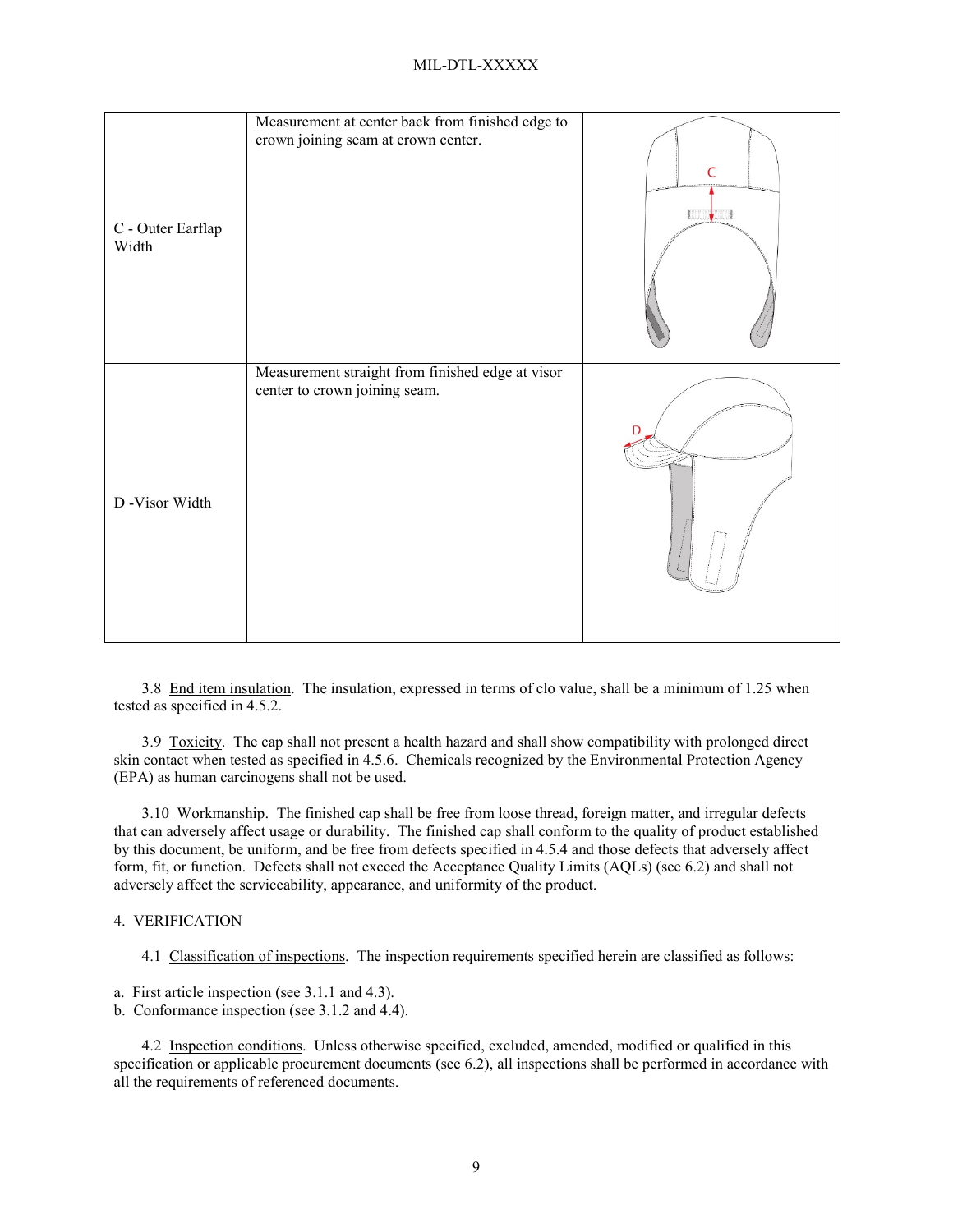| | | |
|---|---|---|
| C - Outer Earflap Width | Measurement at center back from finished edge to crown joining seam at crown center. | |
| D -Visor Width | Measurement straight from finished edge at visor center to crown joining seam. | |

3.8 End item insulation. The insulation, expressed in terms of clo value, shall be a minimum of 1.25 when tested as specified in 4.5.2.

3.9 Toxicity. The cap shall not present a health hazard and shall show compatibility with prolonged direct skin contact when tested as specified in 4.5.6. Chemicals recognized by the Environmental Protection Agency (EPA) as human carcinogens shall not be used.

3.10 Workmanship. The finished cap shall be free from loose thread, foreign matter, and irregular defects that can adversely affect usage or durability. The finished cap shall conform to the quality of product established by this document, be uniform, and be free from defects specified in 4.5.4 and those defects that adversely affect form, fit, or function. Defects shall not exceed the Acceptance Quality Limits (AQLs) (see 6.2) and shall not adversely affect the serviceability, appearance, and uniformity of the product.

## 4. VERIFICATION

4.1 Classification of inspections. The inspection requirements specified herein are classified as follows:

a. First article inspection (see 3.1.1 and 4.3).
b. Conformance inspection (see 3.1.2 and 4.4).

4.2 Inspection conditions. Unless otherwise specified, excluded, amended, modified or qualified in this specification or applicable procurement documents (see 6.2), all inspections shall be performed in accordance with all the requirements of referenced documents.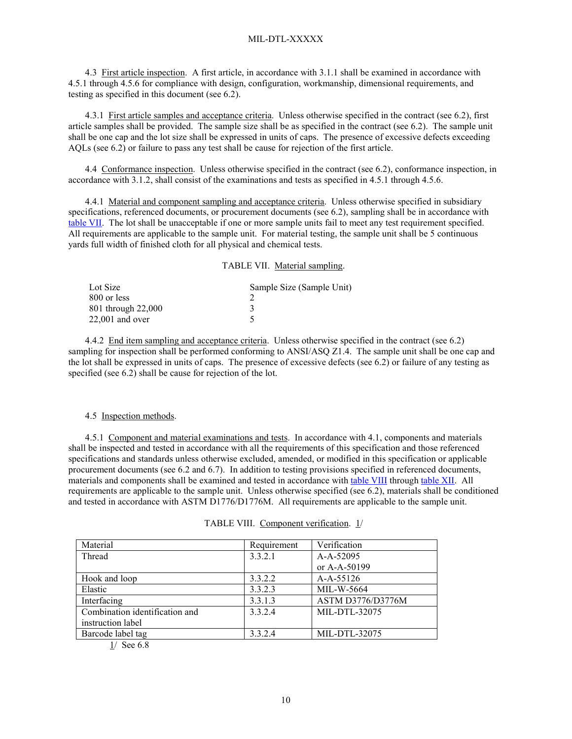4.3 First article inspection. A first article, in accordance with 3.1.1 shall be examined in accordance with 4.5.1 through 4.5.6 for compliance with design, configuration, workmanship, dimensional requirements, and testing as specified in this document (see 6.2).

4.3.1 First article samples and acceptance criteria. Unless otherwise specified in the contract (see 6.2), first article samples shall be provided. The sample size shall be as specified in the contract (see 6.2). The sample unit shall be one cap and the lot size shall be expressed in units of caps. The presence of excessive defects exceeding AQLs (see 6.2) or failure to pass any test shall be cause for rejection of the first article.

4.4 Conformance inspection. Unless otherwise specified in the contract (see 6.2), conformance inspection, in accordance with 3.1.2, shall consist of the examinations and tests as specified in 4.5.1 through 4.5.6.

4.4.1 Material and component sampling and acceptance criteria. Unless otherwise specified in subsidiary specifications, referenced documents, or procurement documents (see 6.2), sampling shall be in accordance with table VII. The lot shall be unacceptable if one or more sample units fail to meet any test requirement specified. All requirements are applicable to the sample unit. For material testing, the sample unit shall be 5 continuous yards full width of finished cloth for all physical and chemical tests.

TABLE VII. Material sampling.

| Lot Size | Sample Size (Sample Unit) |
|---|---|
| 800 or less | 2 |
| 801 through 22,000 | 3 |
| 22,001 and over | 5 |

4.4.2 End item sampling and acceptance criteria. Unless otherwise specified in the contract (see 6.2) sampling for inspection shall be performed conforming to ANSI/ASQ Z1.4. The sample unit shall be one cap and the lot shall be expressed in units of caps. The presence of excessive defects (see 6.2) or failure of any testing as specified (see 6.2) shall be cause for rejection of the lot.

4.5 Inspection methods.

4.5.1 Component and material examinations and tests. In accordance with 4.1, components and materials shall be inspected and tested in accordance with all the requirements of this specification and those referenced specifications and standards unless otherwise excluded, amended, or modified in this specification or applicable procurement documents (see 6.2 and 6.7). In addition to testing provisions specified in referenced documents, materials and components shall be examined and tested in accordance with table VIII through table XII. All requirements are applicable to the sample unit. Unless otherwise specified (see 6.2), materials shall be conditioned and tested in accordance with ASTM D1776/D1776M. All requirements are applicable to the sample unit.

TABLE VIII. Component verification. 1/

| Material | Requirement | Verification |
|---|---|---|
| Thread | 3.3.2.1 | A-A-52095 or A-A-50199 |
| Hook and loop | 3.3.2.2 | A-A-55126 |
| Elastic | 3.3.2.3 | MIL-W-5664 |
| Interfacing | 3.3.1.3 | ASTM D3776/D3776M |
| Combination identification and instruction label | 3.3.2.4 | MIL-DTL-32075 |
| Barcode label tag | 3.3.2.4 | MIL-DTL-32075 |

1/ See 6.8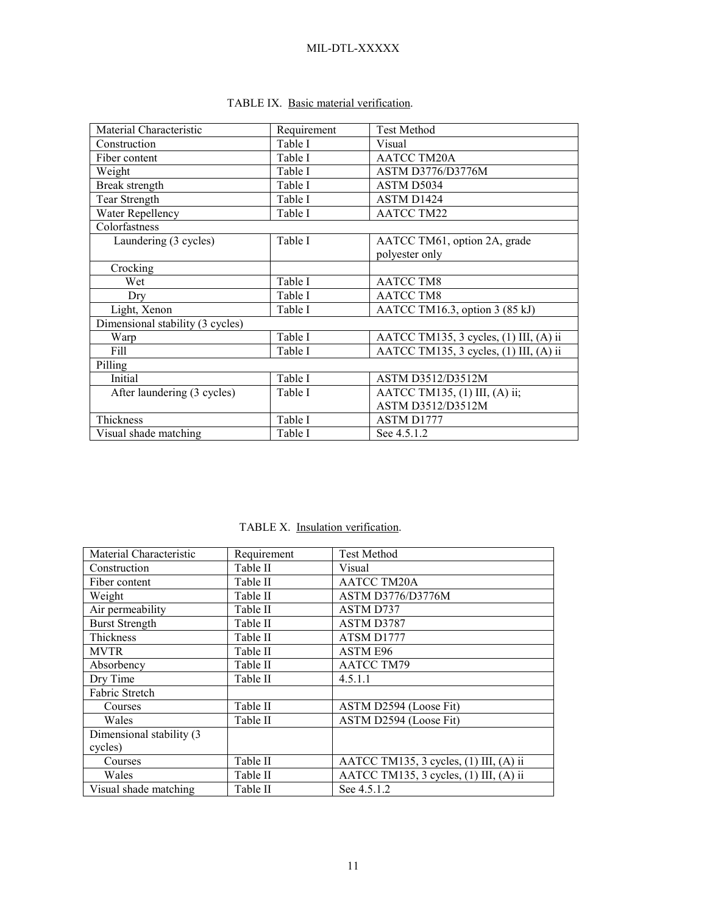TABLE IX. Basic material verification.

| Material Characteristic | Requirement | Test Method |
| --- | --- | --- |
| Construction | Table I | Visual |
| Fiber content | Table I | AATCC TM20A |
| Weight | Table I | ASTM D3776/D3776M |
| Break strength | Table I | ASTM D5034 |
| Tear Strength | Table I | ASTM D1424 |
| Water Repellency | Table I | AATCC TM22 |
| Colorfastness | | |
| Laundering (3 cycles) | Table I | AATCC TM61, option 2A, grade polyester only |
| Crocking | | |
| Wet | Table I | AATCC TM8 |
| Dry | Table I | AATCC TM8 |
| Light, Xenon | Table I | AATCC TM16.3, option 3 (85 kJ) |
| Dimensional stability (3 cycles) | | |
| Warp | Table I | AATCC TM135, 3 cycles, (1) III, (A) ii |
| Fill | Table I | AATCC TM135, 3 cycles, (1) III, (A) ii |
| Pilling | | |
| Initial | Table I | ASTM D3512/D3512M |
| After laundering (3 cycles) | Table I | AATCC TM135, (1) III, (A) ii; ASTM D3512/D3512M |
| Thickness | Table I | ASTM D1777 |
| Visual shade matching | Table I | See 4.5.1.2 |

TABLE X. Insulation verification.

| Material Characteristic | Requirement | Test Method |
| --- | --- | --- |
| Construction | Table II | Visual |
| Fiber content | Table II | AATCC TM20A |
| Weight | Table II | ASTM D3776/D3776M |
| Air permeability | Table II | ASTM D737 |
| Burst Strength | Table II | ASTM D3787 |
| Thickness | Table II | ATSM D1777 |
| MVTR | Table II | ASTM E96 |
| Absorbency | Table II | AATCC TM79 |
| Dry Time | Table II | 4.5.1.1 |
| Fabric Stretch | | |
| Courses | Table II | ASTM D2594 (Loose Fit) |
| Wales | Table II | ASTM D2594 (Loose Fit) |
| Dimensional stability (3 cycles) | | |
| Courses | Table II | AATCC TM135, 3 cycles, (1) III, (A) ii |
| Wales | Table II | AATCC TM135, 3 cycles, (1) III, (A) ii |
| Visual shade matching | Table II | See 4.5.1.2 |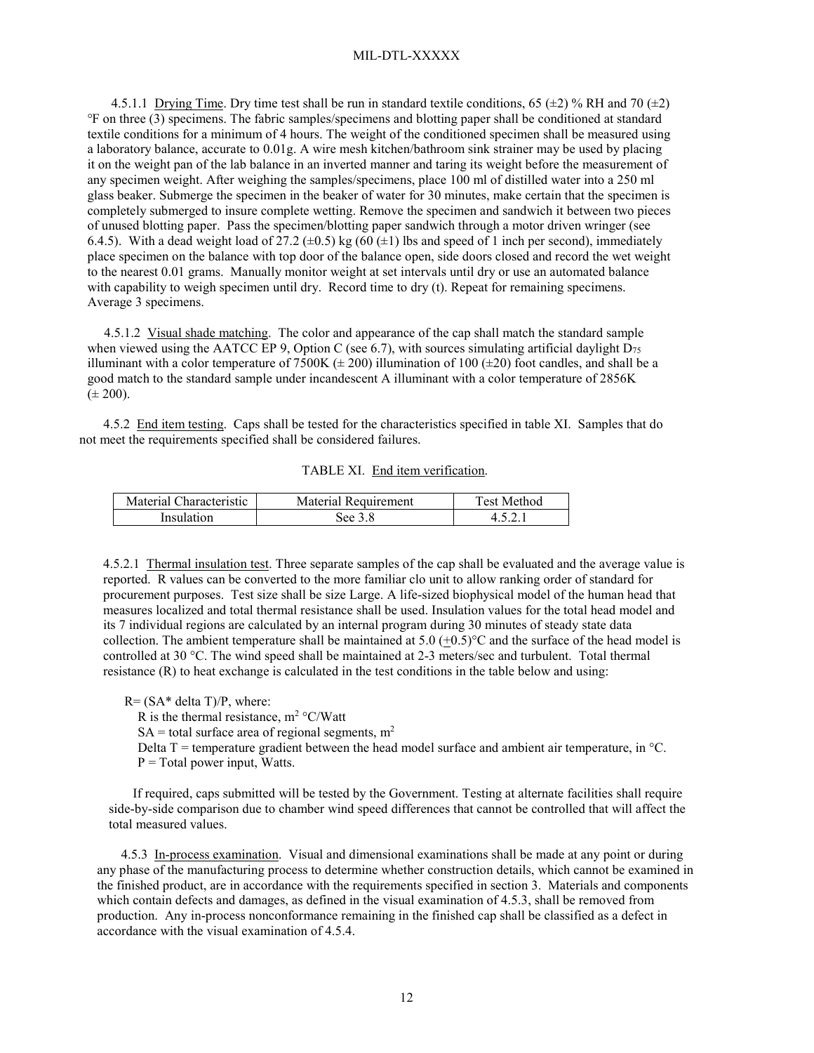4.5.1.1 Drying Time. Dry time test shall be run in standard textile conditions, 65 (±2) % RH and 70 (±2) °F on three (3) specimens. The fabric samples/specimens and blotting paper shall be conditioned at standard textile conditions for a minimum of 4 hours. The weight of the conditioned specimen shall be measured using a laboratory balance, accurate to 0.01g. A wire mesh kitchen/bathroom sink strainer may be used by placing it on the weight pan of the lab balance in an inverted manner and taring its weight before the measurement of any specimen weight. After weighing the samples/specimens, place 100 ml of distilled water into a 250 ml glass beaker. Submerge the specimen in the beaker of water for 30 minutes, make certain that the specimen is completely submerged to insure complete wetting. Remove the specimen and sandwich it between two pieces of unused blotting paper. Pass the specimen/blotting paper sandwich through a motor driven wringer (see 6.4.5). With a dead weight load of 27.2 (±0.5) kg (60 (±1) lbs and speed of 1 inch per second), immediately place specimen on the balance with top door of the balance open, side doors closed and record the wet weight to the nearest 0.01 grams. Manually monitor weight at set intervals until dry or use an automated balance with capability to weigh specimen until dry. Record time to dry (t). Repeat for remaining specimens. Average 3 specimens.

4.5.1.2 Visual shade matching. The color and appearance of the cap shall match the standard sample when viewed using the AATCC EP 9, Option C (see 6.7), with sources simulating artificial daylight $D_{75}$ illuminant with a color temperature of 7500K (± 200) illumination of 100 (±20) foot candles, and shall be a good match to the standard sample under incandescent A illuminant with a color temperature of 2856K (± 200).

4.5.2 End item testing. Caps shall be tested for the characteristics specified in table XI. Samples that do not meet the requirements specified shall be considered failures.

TABLE XI. End item verification.

| Material Characteristic | Material Requirement | Test Method |
|---|---|---|
| Insulation | See 3.8 | 4.5.2.1 |

4.5.2.1 Thermal insulation test. Three separate samples of the cap shall be evaluated and the average value is reported. R values can be converted to the more familiar clo unit to allow ranking order of standard for procurement purposes. Test size shall be size Large. A life-sized biophysical model of the human head that measures localized and total thermal resistance shall be used. Insulation values for the total head model and its 7 individual regions are calculated by an internal program during 30 minutes of steady state data collection. The ambient temperature shall be maintained at 5.0 (±0.5)°C and the surface of the head model is controlled at 30 °C. The wind speed shall be maintained at 2-3 meters/sec and turbulent. Total thermal resistance (R) to heat exchange is calculated in the test conditions in the table below and using:

$R = (SA * \Delta T)/P$, where:

R is the thermal resistance, $m^2$ °C/Watt
SA = total surface area of regional segments, $m^2$
Delta T = temperature gradient between the head model surface and ambient air temperature, in °C.
P = Total power input, Watts.

If required, caps submitted will be tested by the Government. Testing at alternate facilities shall require side-by-side comparison due to chamber wind speed differences that cannot be controlled that will affect the total measured values.

4.5.3 In-process examination. Visual and dimensional examinations shall be made at any point or during any phase of the manufacturing process to determine whether construction details, which cannot be examined in the finished product, are in accordance with the requirements specified in section 3. Materials and components which contain defects and damages, as defined in the visual examination of 4.5.3, shall be removed from production. Any in-process nonconformance remaining in the finished cap shall be classified as a defect in accordance with the visual examination of 4.5.4.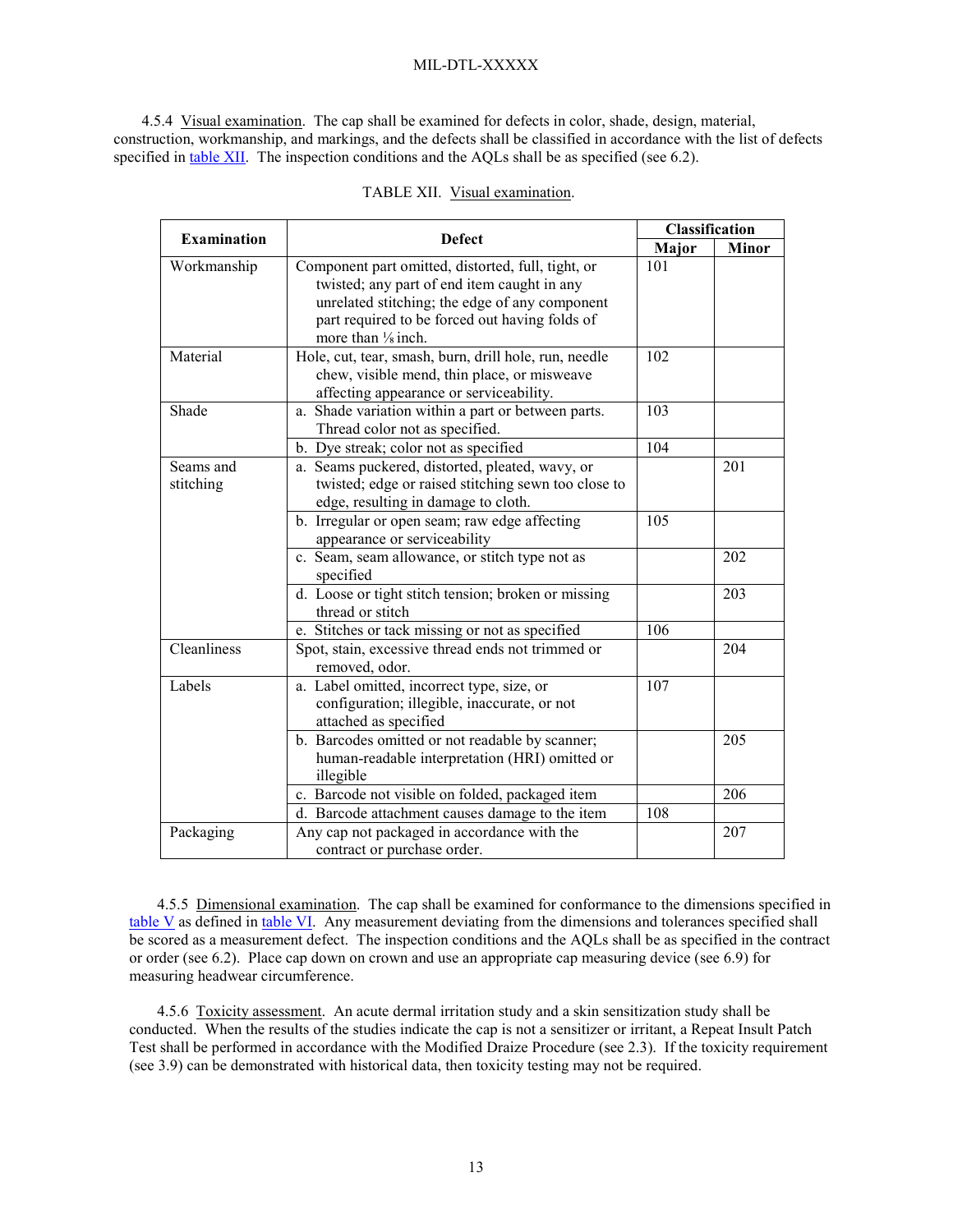4.5.4 Visual examination. The cap shall be examined for defects in color, shade, design, material, construction, workmanship, and markings, and the defects shall be classified in accordance with the list of defects specified in table XII. The inspection conditions and the AQLs shall be as specified (see 6.2).

TABLE XII. Visual examination.

| Examination | Defect | Classification | |
|---|---|---|---|
| | | Major | Minor |
| Workmanship | Component part omitted, distorted, full, tight, or twisted; any part of end item caught in any unrelated stitching; the edge of any component part required to be forced out having folds of more than ⅛ inch. | 101 | |
| Material | Hole, cut, tear, smash, burn, drill hole, run, needle chew, visible mend, thin place, or misweave affecting appearance or serviceability. | 102 | |
| Shade | a. Shade variation within a part or between parts. Thread color not as specified. | 103 | |
| | b. Dye streak; color not as specified | 104 | |
| Seams and stitching | a. Seams puckered, distorted, pleated, wavy, or twisted; edge or raised stitching sewn too close to edge, resulting in damage to cloth. | | 201 |
| | b. Irregular or open seam; raw edge affecting appearance or serviceability | 105 | |
| | c. Seam, seam allowance, or stitch type not as specified | | 202 |
| | d. Loose or tight stitch tension; broken or missing thread or stitch | | 203 |
| | e. Stitches or tack missing or not as specified | 106 | |
| Cleanliness | Spot, stain, excessive thread ends not trimmed or removed, odor. | | 204 |
| Labels | a. Label omitted, incorrect type, size, or configuration; illegible, inaccurate, or not attached as specified | 107 | |
| | b. Barcodes omitted or not readable by scanner; human-readable interpretation (HRI) omitted or illegible | | 205 |
| | c. Barcode not visible on folded, packaged item | | 206 |
| | d. Barcode attachment causes damage to the item | 108 | |
| Packaging | Any cap not packaged in accordance with the contract or purchase order. | | 207 |

4.5.5 Dimensional examination. The cap shall be examined for conformance to the dimensions specified in table V as defined in table VI. Any measurement deviating from the dimensions and tolerances specified shall be scored as a measurement defect. The inspection conditions and the AQLs shall be as specified in the contract or order (see 6.2). Place cap down on crown and use an appropriate cap measuring device (see 6.9) for measuring headwear circumference.

4.5.6 Toxicity assessment. An acute dermal irritation study and a skin sensitization study shall be conducted. When the results of the studies indicate the cap is not a sensitizer or irritant, a Repeat Insult Patch Test shall be performed in accordance with the Modified Draize Procedure (see 2.3). If the toxicity requirement (see 3.9) can be demonstrated with historical data, then toxicity testing may not be required.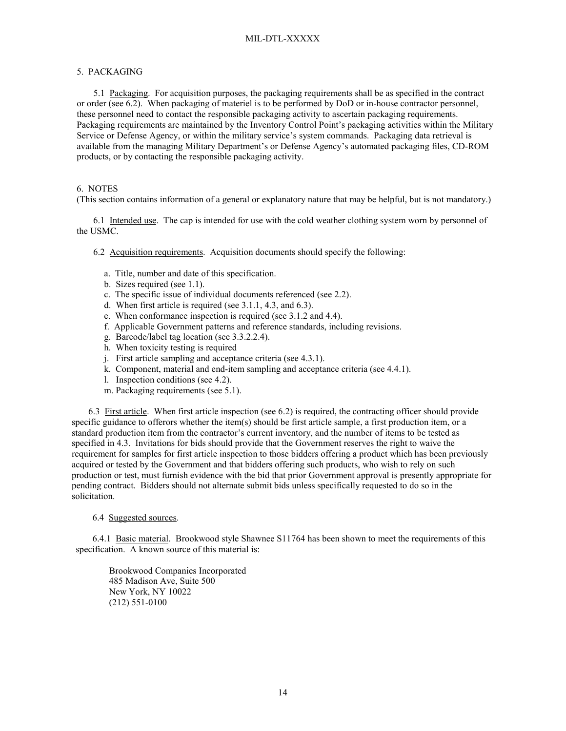## 5. PACKAGING

5.1 Packaging. For acquisition purposes, the packaging requirements shall be as specified in the contract or order (see 6.2). When packaging of materiel is to be performed by DoD or in-house contractor personnel, these personnel need to contact the responsible packaging activity to ascertain packaging requirements. Packaging requirements are maintained by the Inventory Control Point's packaging activities within the Military Service or Defense Agency, or within the military service's system commands. Packaging data retrieval is available from the managing Military Department's or Defense Agency's automated packaging files, CD-ROM products, or by contacting the responsible packaging activity.

## 6. NOTES

(This section contains information of a general or explanatory nature that may be helpful, but is not mandatory.)

6.1 Intended use. The cap is intended for use with the cold weather clothing system worn by personnel of the USMC.

6.2 Acquisition requirements. Acquisition documents should specify the following:

a. Title, number and date of this specification.
b. Sizes required (see 1.1).
c. The specific issue of individual documents referenced (see 2.2).
d. When first article is required (see 3.1.1, 4.3, and 6.3).
e. When conformance inspection is required (see 3.1.2 and 4.4).
f. Applicable Government patterns and reference standards, including revisions.
g. Barcode/label tag location (see 3.3.2.2.4).
h. When toxicity testing is required
j. First article sampling and acceptance criteria (see 4.3.1).
k. Component, material and end-item sampling and acceptance criteria (see 4.4.1).
l. Inspection conditions (see 4.2).
m. Packaging requirements (see 5.1).

6.3 First article. When first article inspection (see 6.2) is required, the contracting officer should provide specific guidance to offerors whether the item(s) should be first article sample, a first production item, or a standard production item from the contractor's current inventory, and the number of items to be tested as specified in 4.3. Invitations for bids should provide that the Government reserves the right to waive the requirement for samples for first article inspection to those bidders offering a product which has been previously acquired or tested by the Government and that bidders offering such products, who wish to rely on such production or test, must furnish evidence with the bid that prior Government approval is presently appropriate for pending contract. Bidders should not alternate submit bids unless specifically requested to do so in the solicitation.

6.4 Suggested sources.

6.4.1 Basic material. Brookwood style Shawnee S11764 has been shown to meet the requirements of this specification. A known source of this material is:

Brookwood Companies Incorporated
485 Madison Ave, Suite 500
New York, NY 10022
(212) 551-0100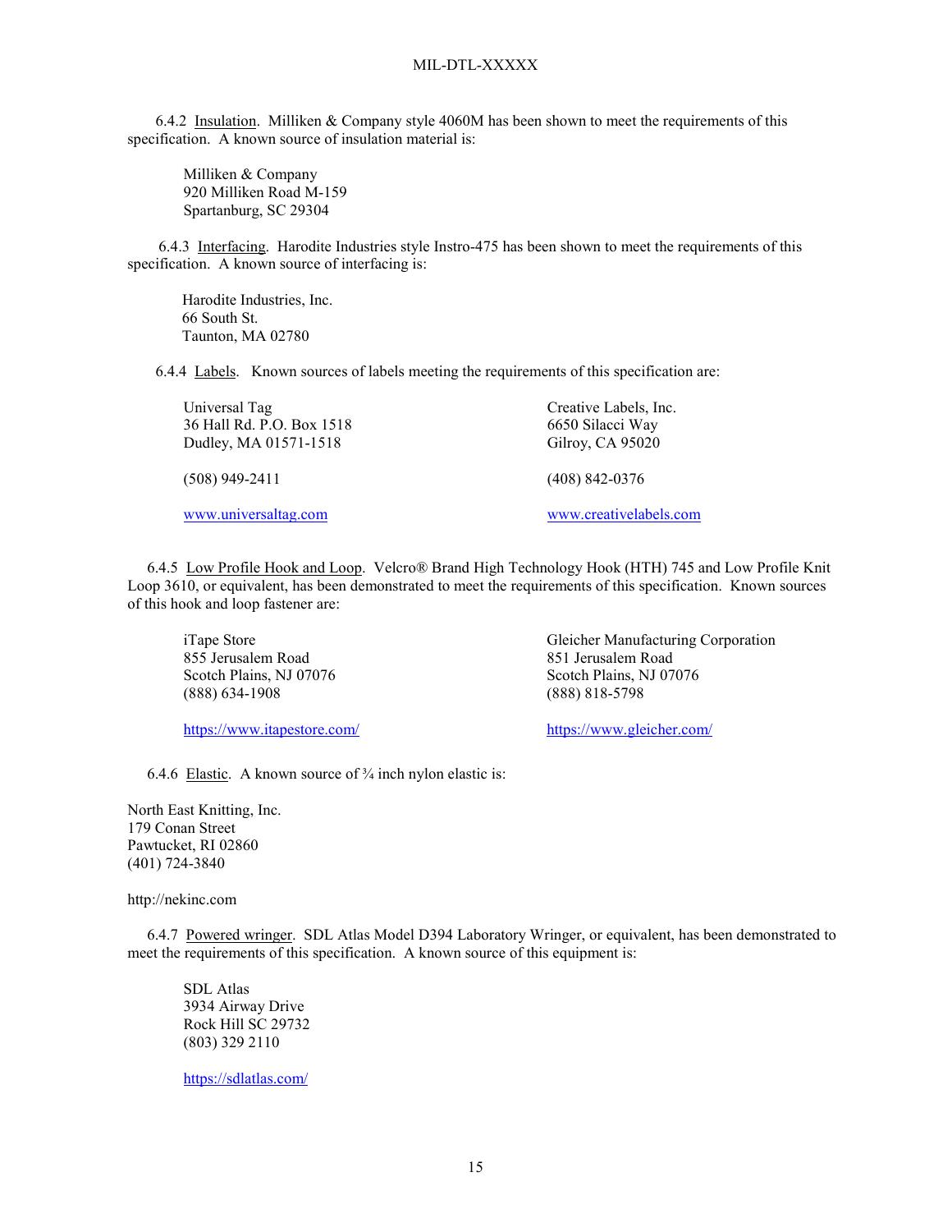6.4.2 Insulation. Milliken & Company style 4060M has been shown to meet the requirements of this specification. A known source of insulation material is:

Milliken & Company
920 Milliken Road M-159
Spartanburg, SC 29304

6.4.3 Interfacing. Harodite Industries style Instro-475 has been shown to meet the requirements of this specification. A known source of interfacing is:

Harodite Industries, Inc.
66 South St.
Taunton, MA 02780

6.4.4 Labels. Known sources of labels meeting the requirements of this specification are:

Universal Tag
36 Hall Rd. P.O. Box 1518
Dudley, MA 01571-1518

(508) 949-2411

www.universaltag.com

Creative Labels, Inc.
6650 Silacci Way
Gilroy, CA 95020

(408) 842-0376

www.creativelabels.com

6.4.5 Low Profile Hook and Loop. Velcro® Brand High Technology Hook (HTH) 745 and Low Profile Knit Loop 3610, or equivalent, has been demonstrated to meet the requirements of this specification. Known sources of this hook and loop fastener are:

iTape Store
855 Jerusalem Road
Scotch Plains, NJ 07076
(888) 634-1908

https://www.itapestore.com/

Gleicher Manufacturing Corporation
851 Jerusalem Road
Scotch Plains, NJ 07076
(888) 818-5798

https://www.gleicher.com/

6.4.6 Elastic. A known source of ¾ inch nylon elastic is:

North East Knitting, Inc.
179 Conan Street
Pawtucket, RI 02860
(401) 724-3840

http://nekinc.com

6.4.7 Powered wringer. SDL Atlas Model D394 Laboratory Wringer, or equivalent, has been demonstrated to meet the requirements of this specification. A known source of this equipment is:

SDL Atlas
3934 Airway Drive
Rock Hill SC 29732
(803) 329 2110

https://sdlatlas.com/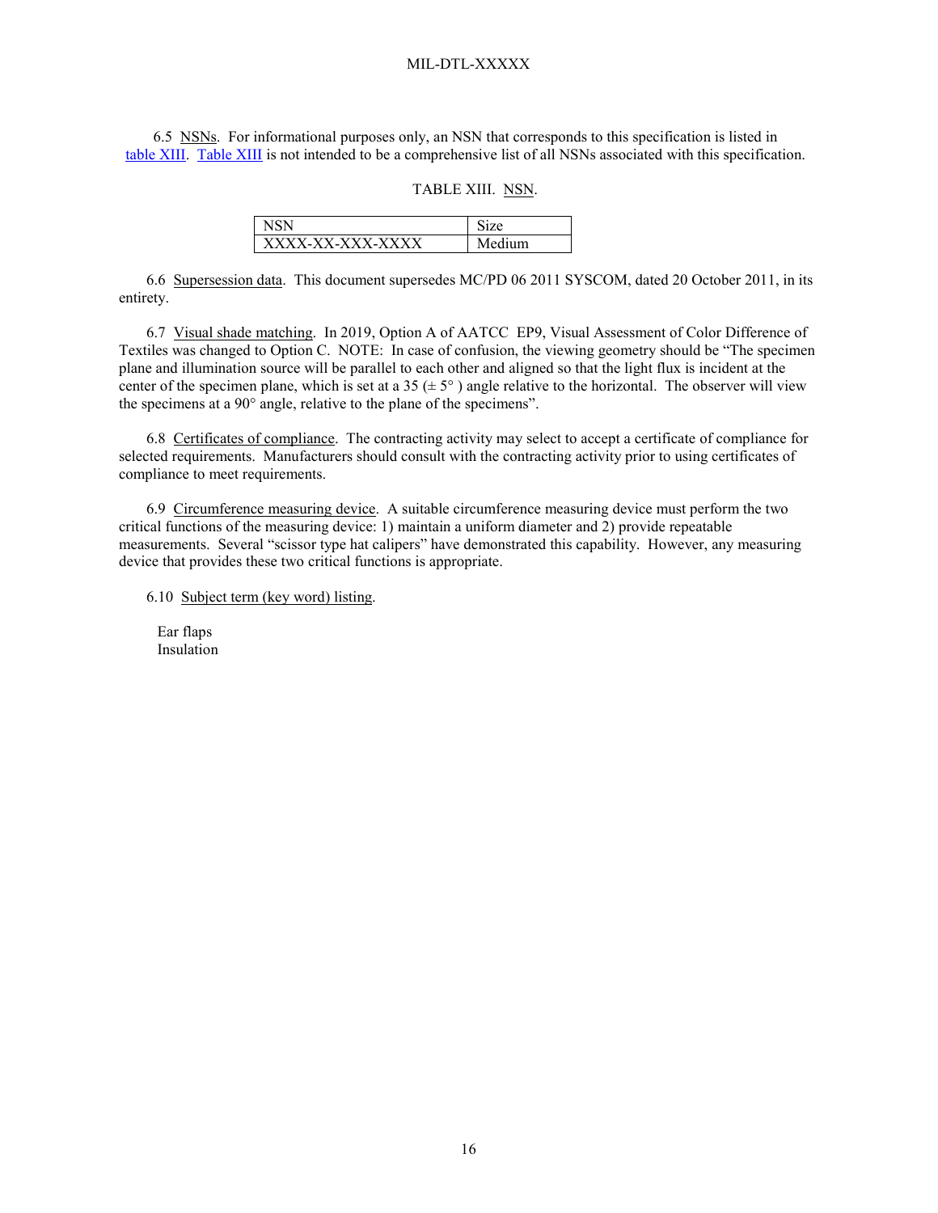6.5 NSNs. For informational purposes only, an NSN that corresponds to this specification is listed in table XIII. Table XIII is not intended to be a comprehensive list of all NSNs associated with this specification.

TABLE XIII. NSN.

| NSN | Size |
|---|---|
| XXXX-XX-XXX-XXXX | Medium |

6.6 Supersession data. This document supersedes MC/PD 06 2011 SYSCOM, dated 20 October 2011, in its entirety.

6.7 Visual shade matching. In 2019, Option A of AATCC EP9, Visual Assessment of Color Difference of Textiles was changed to Option C. NOTE: In case of confusion, the viewing geometry should be "The specimen plane and illumination source will be parallel to each other and aligned so that the light flux is incident at the center of the specimen plane, which is set at a 35 (± 5° ) angle relative to the horizontal. The observer will view the specimens at a 90° angle, relative to the plane of the specimens".

6.8 Certificates of compliance. The contracting activity may select to accept a certificate of compliance for selected requirements. Manufacturers should consult with the contracting activity prior to using certificates of compliance to meet requirements.

6.9 Circumference measuring device. A suitable circumference measuring device must perform the two critical functions of the measuring device: 1) maintain a uniform diameter and 2) provide repeatable measurements. Several "scissor type hat calipers" have demonstrated this capability. However, any measuring device that provides these two critical functions is appropriate.

6.10 Subject term (key word) listing.

Ear flaps
Insulation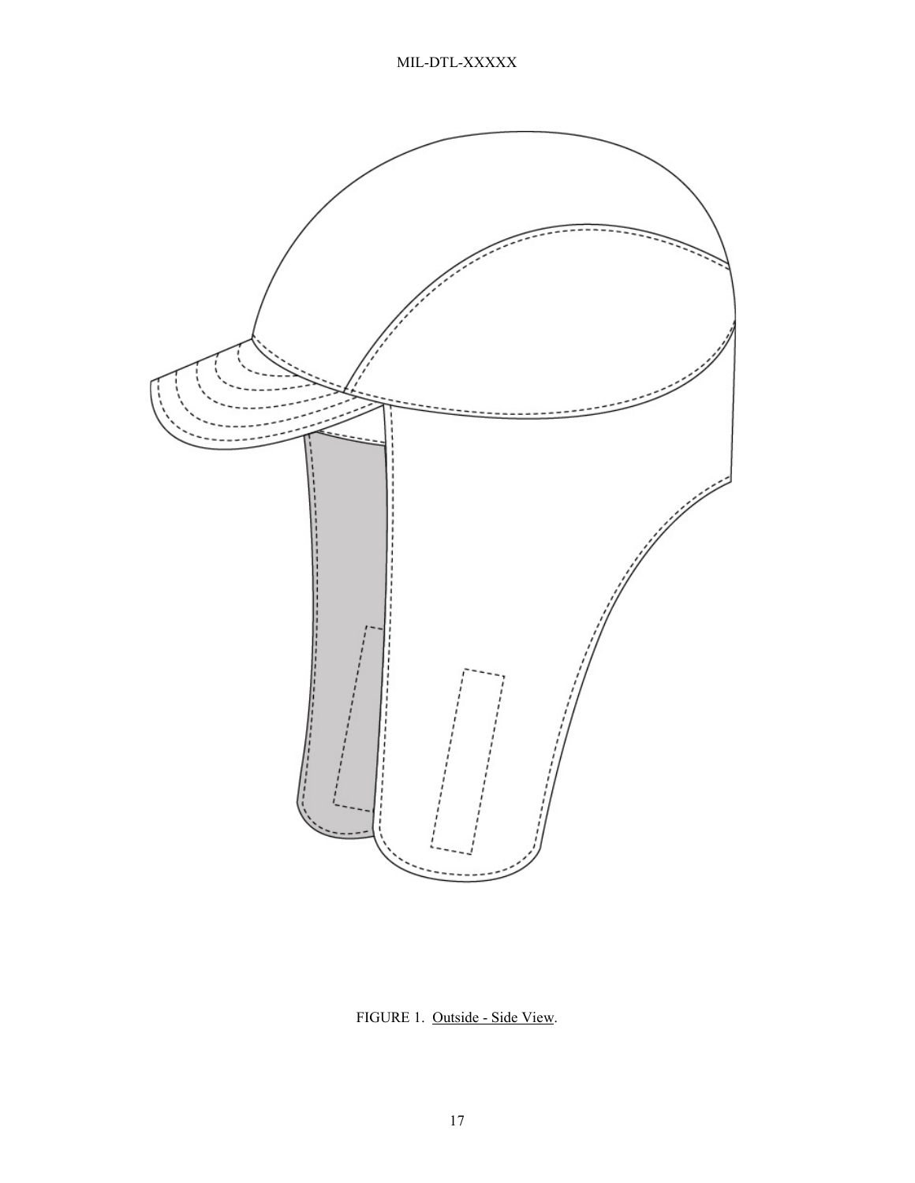FIGURE 1. Outside - Side View.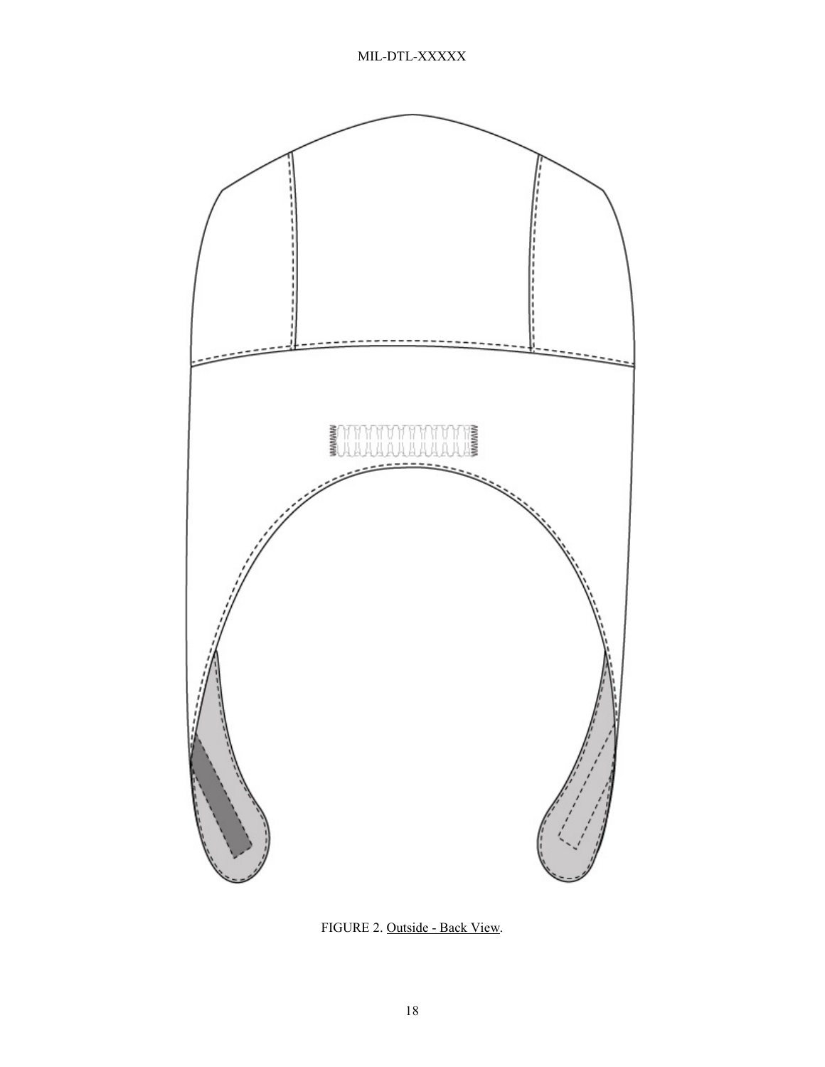FIGURE 2. Outside - Back View.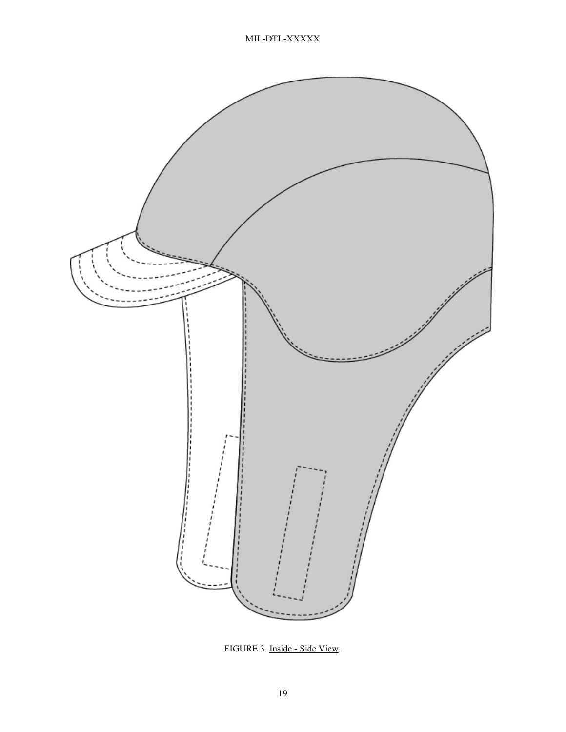FIGURE 3. Inside - Side View.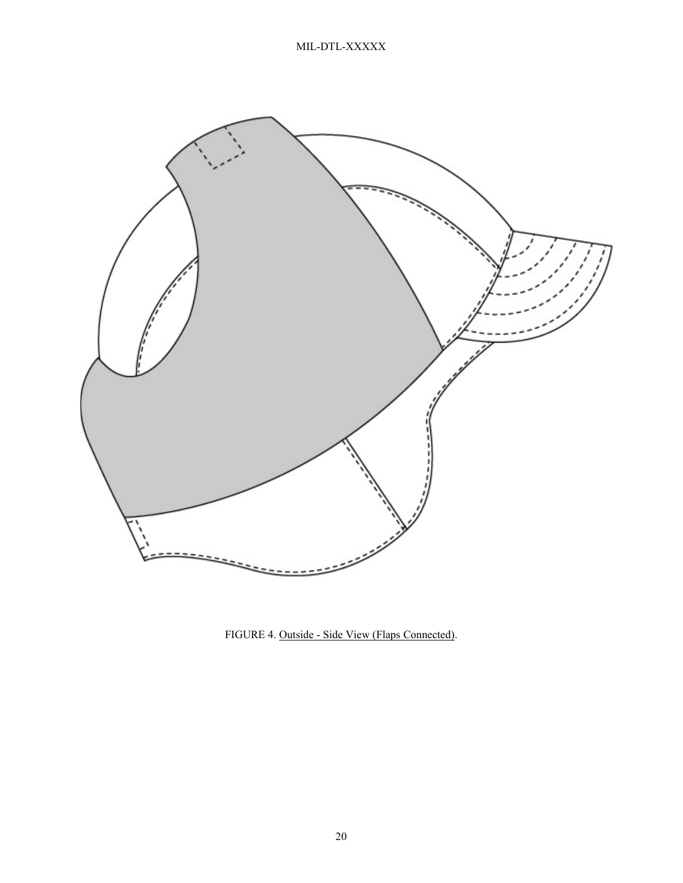FIGURE 4. Outside - Side View (Flaps Connected).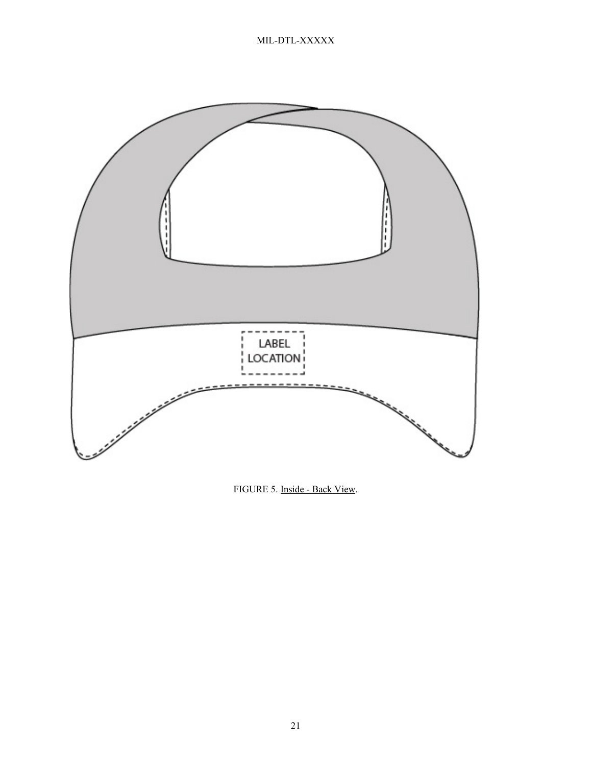LABEL
LOCATION

FIGURE 5. Inside - Back View.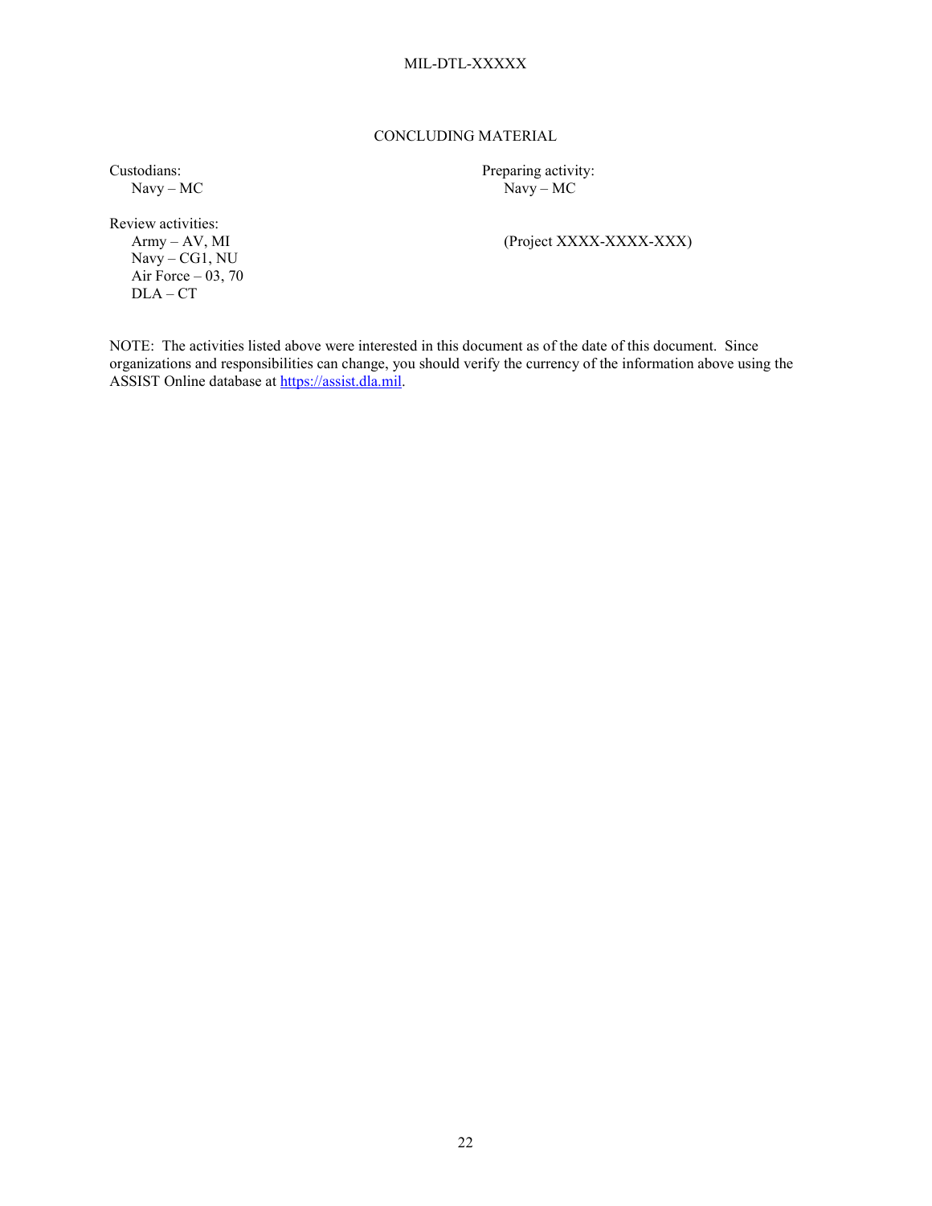## CONCLUDING MATERIAL

Custodians:
Navy – MC

Review activities:
Army – AV, MI
Navy – CG1, NU
Air Force – 03, 70
DLA – CT

Preparing activity:
Navy – MC

(Project XXXX-XXXX-XXX)

NOTE: The activities listed above were interested in this document as of the date of this document. Since organizations and responsibilities can change, you should verify the currency of the information above using the ASSIST Online database at https://assist.dla.mil.